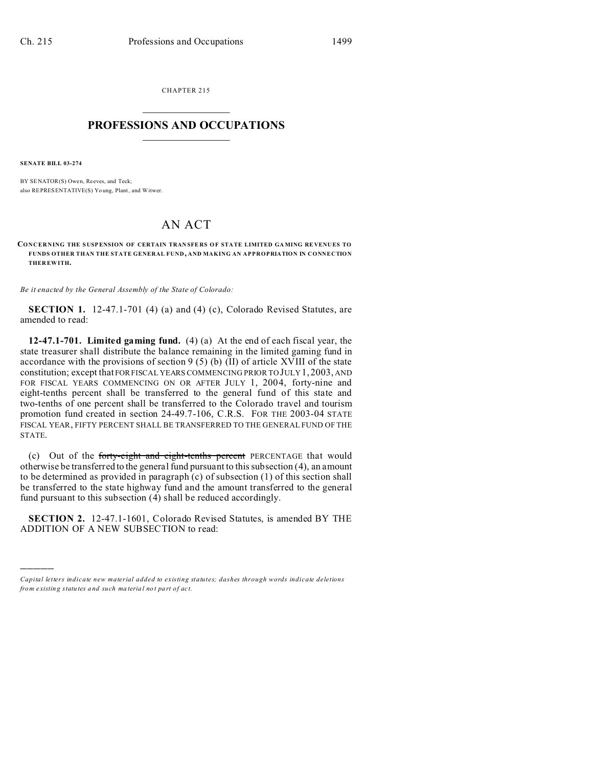CHAPTER 215

# PROFESSIONS AND OCCUPATIONS

**SENATE BILL 03-274**

BY SENATOR(S) Owen, Reeves, and Teck;
also REPRESENTATIVE(S) Young, Plant, and Witwer.

# AN ACT

**CONCERNING THE SUSPENSION OF CERTAIN TRANSFERS OF STATE LIMITED GAMING REVENUES TO FUNDS OTHER THAN THE STATE GENERAL FUND, AND MAKING AN APPROPRIATION IN CONNECTION THEREWITH.**

*Be it enacted by the General Assembly of the State of Colorado:*

**SECTION 1.** 12-47.1-701 (4) (a) and (4) (c), Colorado Revised Statutes, are amended to read:

**12-47.1-701. Limited gaming fund.** (4) (a) At the end of each fiscal year, the state treasurer shall distribute the balance remaining in the limited gaming fund in accordance with the provisions of section 9 (5) (b) (II) of article XVIII of the state constitution; except that FOR FISCAL YEARS COMMENCING PRIOR TO JULY 1, 2003, AND FOR FISCAL YEARS COMMENCING ON OR AFTER JULY 1, 2004, forty-nine and eight-tenths percent shall be transferred to the general fund of this state and two-tenths of one percent shall be transferred to the Colorado travel and tourism promotion fund created in section 24-49.7-106, C.R.S. FOR THE 2003-04 STATE FISCAL YEAR, FIFTY PERCENT SHALL BE TRANSFERRED TO THE GENERAL FUND OF THE STATE.

(c) Out of the ~~forty-eight and eight-tenths percent~~ PERCENTAGE that would otherwise be transferred to the general fund pursuant to this subsection (4), an amount to be determined as provided in paragraph (c) of subsection (1) of this section shall be transferred to the state highway fund and the amount transferred to the general fund pursuant to this subsection (4) shall be reduced accordingly.

**SECTION 2.** 12-47.1-1601, Colorado Revised Statutes, is amended BY THE ADDITION OF A NEW SUBSECTION to read:

---

*Capital letters indicate new material added to existing statutes; dashes through words indicate deletions from existing statutes and such material not part of act.*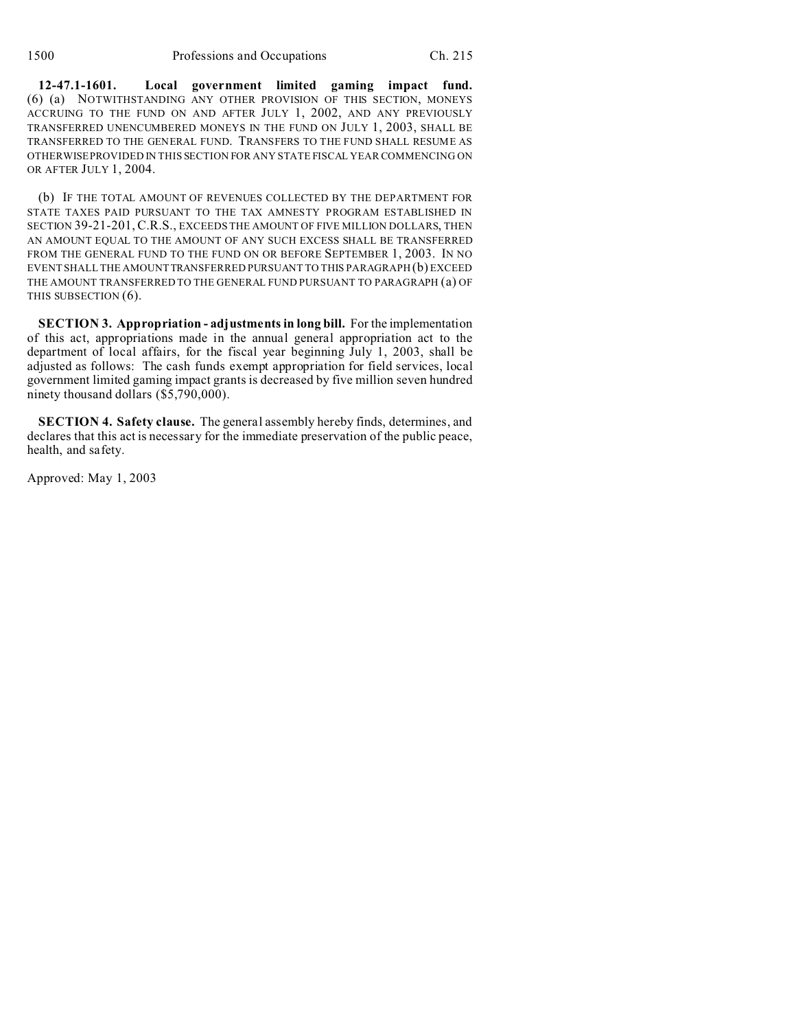**12-47.1-1601. Local government limited gaming impact fund.** (6) (a) NOTWITHSTANDING ANY OTHER PROVISION OF THIS SECTION, MONEYS ACCRUING TO THE FUND ON AND AFTER JULY 1, 2002, AND ANY PREVIOUSLY TRANSFERRED UNENCUMBERED MONEYS IN THE FUND ON JULY 1, 2003, SHALL BE TRANSFERRED TO THE GENERAL FUND. TRANSFERS TO THE FUND SHALL RESUME AS OTHERWISE PROVIDED IN THIS SECTION FOR ANY STATE FISCAL YEAR COMMENCING ON OR AFTER JULY 1, 2004.

(b) IF THE TOTAL AMOUNT OF REVENUES COLLECTED BY THE DEPARTMENT FOR STATE TAXES PAID PURSUANT TO THE TAX AMNESTY PROGRAM ESTABLISHED IN SECTION 39-21-201, C.R.S., EXCEEDS THE AMOUNT OF FIVE MILLION DOLLARS, THEN AN AMOUNT EQUAL TO THE AMOUNT OF ANY SUCH EXCESS SHALL BE TRANSFERRED FROM THE GENERAL FUND TO THE FUND ON OR BEFORE SEPTEMBER 1, 2003. IN NO EVENT SHALL THE AMOUNT TRANSFERRED PURSUANT TO THIS PARAGRAPH (b) EXCEED THE AMOUNT TRANSFERRED TO THE GENERAL FUND PURSUANT TO PARAGRAPH (a) OF THIS SUBSECTION (6).

**SECTION 3. Appropriation - adjustments in long bill.** For the implementation of this act, appropriations made in the annual general appropriation act to the department of local affairs, for the fiscal year beginning July 1, 2003, shall be adjusted as follows: The cash funds exempt appropriation for field services, local government limited gaming impact grants is decreased by five million seven hundred ninety thousand dollars ($5,790,000).

**SECTION 4. Safety clause.** The general assembly hereby finds, determines, and declares that this act is necessary for the immediate preservation of the public peace, health, and safety.

Approved: May 1, 2003